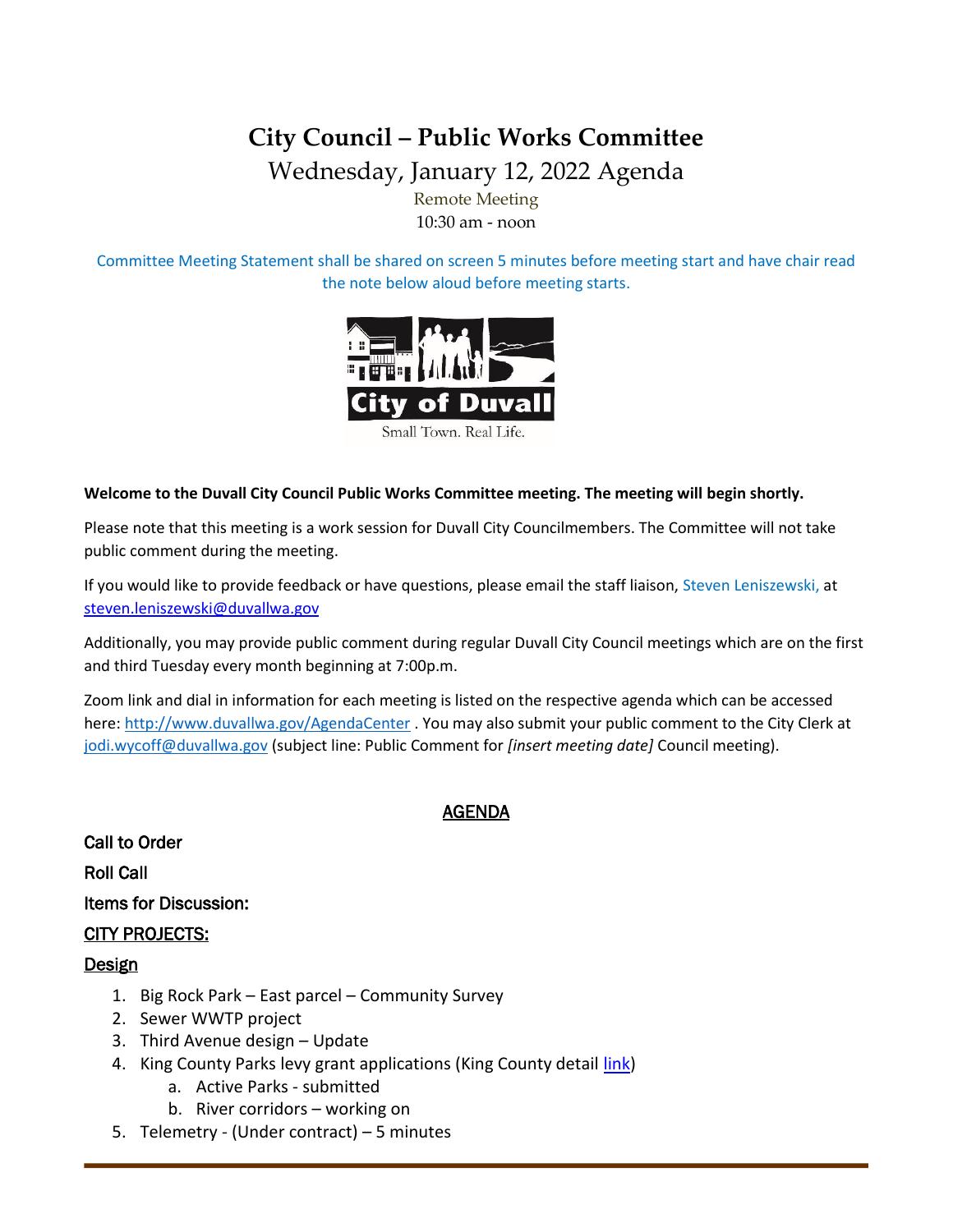# City Council – Public Works Committee

## Wednesday, January 12, 2022 Agenda

Remote Meeting

10:30 am - noon

Committee Meeting Statement shall be shared on screen 5 minutes before meeting start and have chair read the note below aloud before meeting starts.

City of Duvall

Small Town. Real Life.

**Welcome to the Duvall City Council Public Works Committee meeting. The meeting will begin shortly.**

Please note that this meeting is a work session for Duvall City Councilmembers. The Committee will not take public comment during the meeting.

If you would like to provide feedback or have questions, please email the staff liaison, Steven Leniszewski, at steven.leniszewski@duvallwa.gov

Additionally, you may provide public comment during regular Duvall City Council meetings which are on the first and third Tuesday every month beginning at 7:00p.m.

Zoom link and dial in information for each meeting is listed on the respective agenda which can be accessed here: http://www.duvallwa.gov/AgendaCenter . You may also submit your public comment to the City Clerk at jodi.wycoff@duvallwa.gov (subject line: Public Comment for *[insert meeting date]* Council meeting).

## AGENDA

**Call to Order**

**Roll Call**

**Items for Discussion:**

**CITY PROJECTS:**

**Design**

1. Big Rock Park – East parcel – Community Survey
2. Sewer WWTP project
3. Third Avenue design – Update
4. King County Parks levy grant applications (King County detail link)
    a. Active Parks - submitted
    b. River corridors – working on
5. Telemetry - (Under contract) – 5 minutes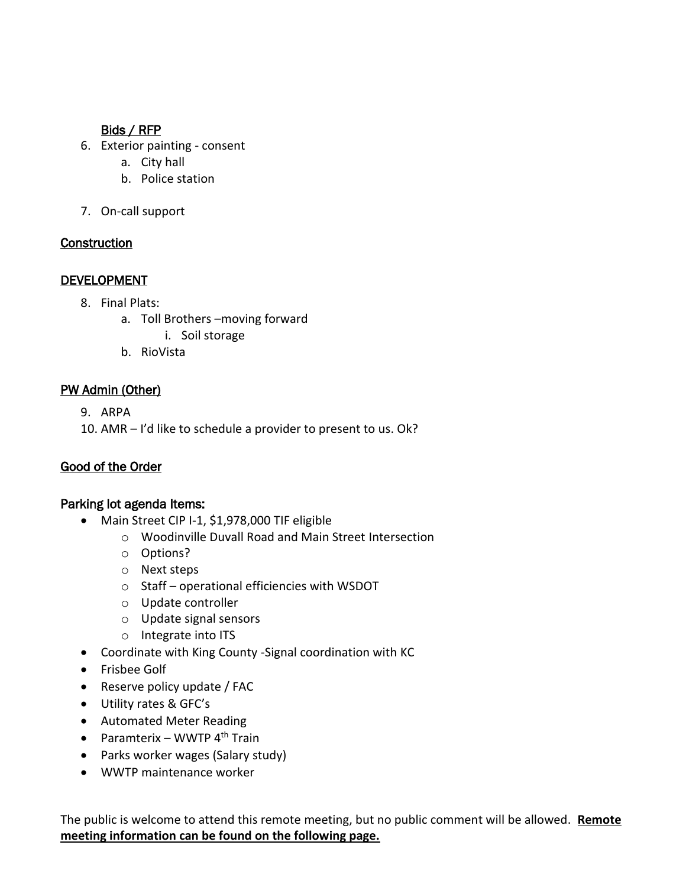<u>Bids / RFP</u>

6. Exterior painting - consent
   a. City hall
   b. Police station

7. On-call support

<u>Construction</u>

<u>DEVELOPMENT</u>

8. Final Plats:
   a. Toll Brothers –moving forward
      i. Soil storage
   b. RioVista

<u>PW Admin (Other)</u>

9. ARPA
10. AMR – I'd like to schedule a provider to present to us. Ok?

<u>Good of the Order</u>

<u>Parking lot agenda Items:</u>

- Main Street CIP I-1, $1,978,000 TIF eligible
  - Woodinville Duvall Road and Main Street Intersection
  - Options?
  - Next steps
  - Staff – operational efficiencies with WSDOT
  - Update controller
  - Update signal sensors
  - Integrate into ITS
- Coordinate with King County -Signal coordination with KC
- Frisbee Golf
- Reserve policy update / FAC
- Utility rates & GFC's
- Automated Meter Reading
- Paramterix – WWTP 4th Train
- Parks worker wages (Salary study)
- WWTP maintenance worker

The public is welcome to attend this remote meeting, but no public comment will be allowed. **<u>Remote meeting information can be found on the following page.</u>**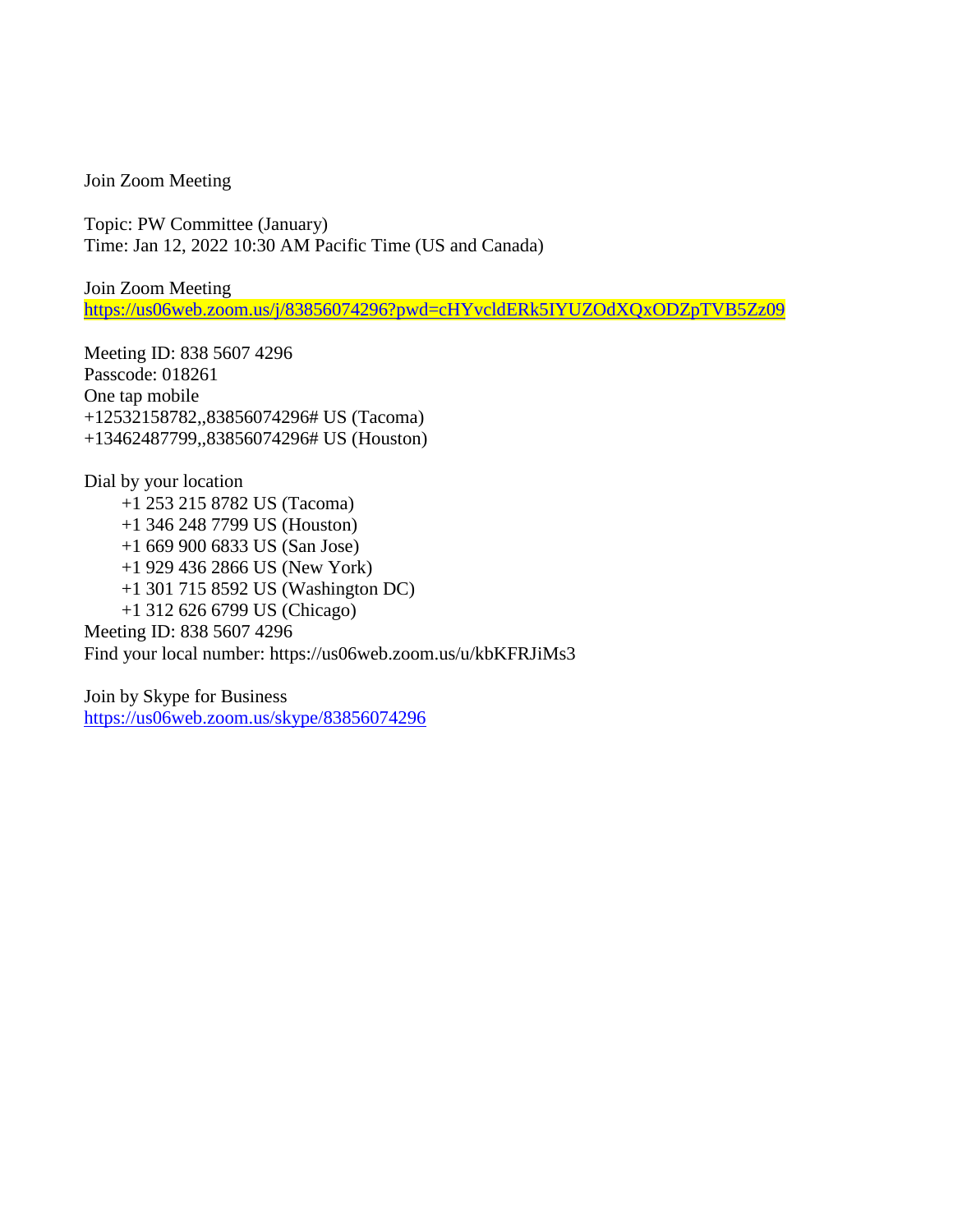Join Zoom Meeting

Topic: PW Committee (January)
Time: Jan 12, 2022 10:30 AM Pacific Time (US and Canada)

Join Zoom Meeting
https://us06web.zoom.us/j/83856074296?pwd=cHYvcldERk5IYUZOdXQxODZpTVB5Zz09

Meeting ID: 838 5607 4296
Passcode: 018261
One tap mobile
+12532158782,,83856074296# US (Tacoma)
+13462487799,,83856074296# US (Houston)

Dial by your location
+1 253 215 8782 US (Tacoma)
+1 346 248 7799 US (Houston)
+1 669 900 6833 US (San Jose)
+1 929 436 2866 US (New York)
+1 301 715 8592 US (Washington DC)
+1 312 626 6799 US (Chicago)
Meeting ID: 838 5607 4296
Find your local number: https://us06web.zoom.us/u/kbKFRJiMs3

Join by Skype for Business
https://us06web.zoom.us/skype/83856074296